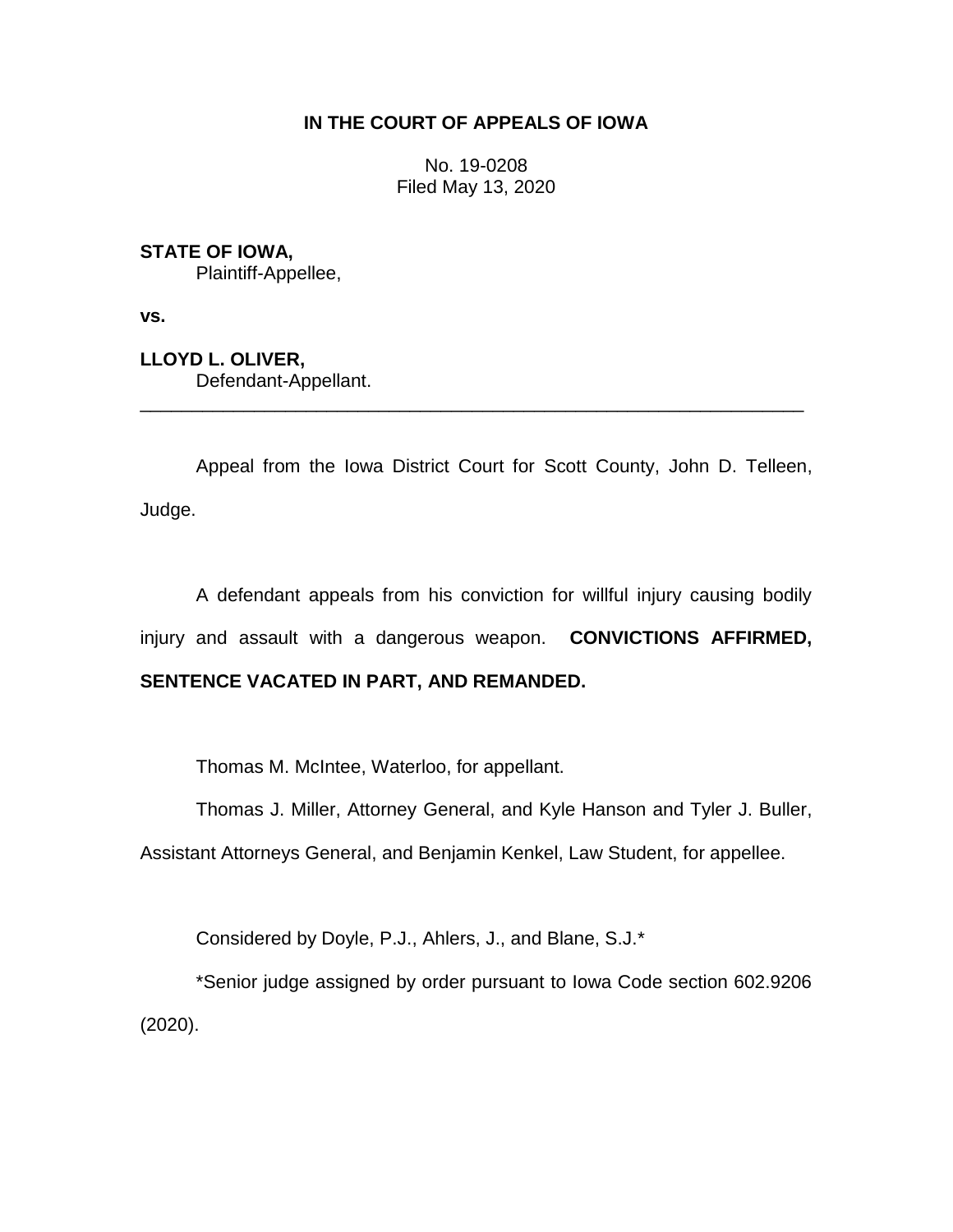**IN THE COURT OF APPEALS OF IOWA**

No. 19-0208
Filed May 13, 2020

**STATE OF IOWA,**
Plaintiff-Appellee,

**vs.**

**LLOYD L. OLIVER,**
Defendant-Appellant.

________________________________________________________________

Appeal from the Iowa District Court for Scott County, John D. Telleen, Judge.

A defendant appeals from his conviction for willful injury causing bodily injury and assault with a dangerous weapon. **CONVICTIONS AFFIRMED, SENTENCE VACATED IN PART, AND REMANDED.**

Thomas M. McIntee, Waterloo, for appellant.

Thomas J. Miller, Attorney General, and Kyle Hanson and Tyler J. Buller, Assistant Attorneys General, and Benjamin Kenkel, Law Student, for appellee.

Considered by Doyle, P.J., Ahlers, J., and Blane, S.J.*

*Senior judge assigned by order pursuant to Iowa Code section 602.9206 (2020).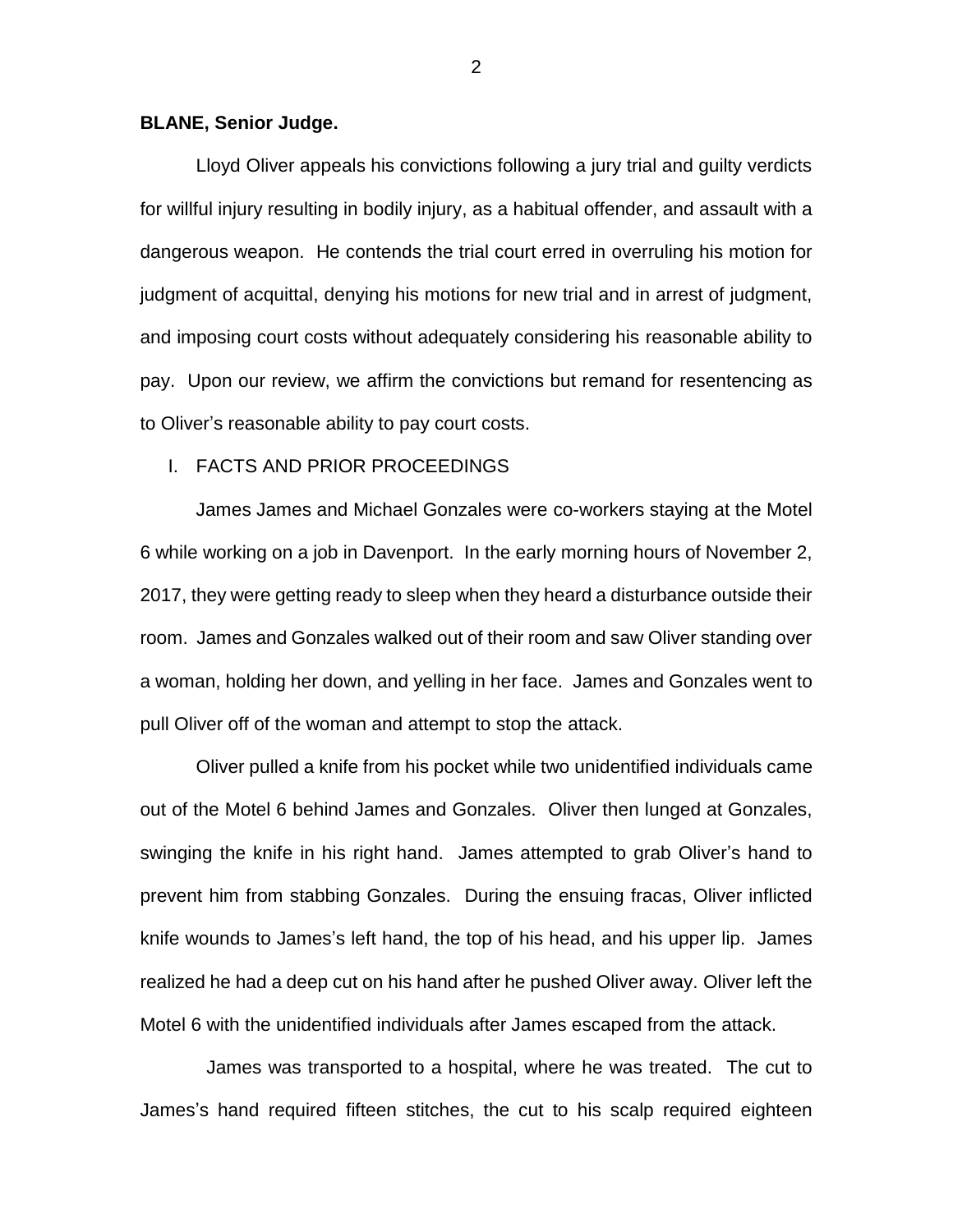**BLANE, Senior Judge.**

Lloyd Oliver appeals his convictions following a jury trial and guilty verdicts for willful injury resulting in bodily injury, as a habitual offender, and assault with a dangerous weapon. He contends the trial court erred in overruling his motion for judgment of acquittal, denying his motions for new trial and in arrest of judgment, and imposing court costs without adequately considering his reasonable ability to pay. Upon our review, we affirm the convictions but remand for resentencing as to Oliver's reasonable ability to pay court costs.

I. FACTS AND PRIOR PROCEEDINGS

James James and Michael Gonzales were co-workers staying at the Motel 6 while working on a job in Davenport. In the early morning hours of November 2, 2017, they were getting ready to sleep when they heard a disturbance outside their room. James and Gonzales walked out of their room and saw Oliver standing over a woman, holding her down, and yelling in her face. James and Gonzales went to pull Oliver off of the woman and attempt to stop the attack.

Oliver pulled a knife from his pocket while two unidentified individuals came out of the Motel 6 behind James and Gonzales. Oliver then lunged at Gonzales, swinging the knife in his right hand. James attempted to grab Oliver's hand to prevent him from stabbing Gonzales. During the ensuing fracas, Oliver inflicted knife wounds to James's left hand, the top of his head, and his upper lip. James realized he had a deep cut on his hand after he pushed Oliver away. Oliver left the Motel 6 with the unidentified individuals after James escaped from the attack.

James was transported to a hospital, where he was treated. The cut to James's hand required fifteen stitches, the cut to his scalp required eighteen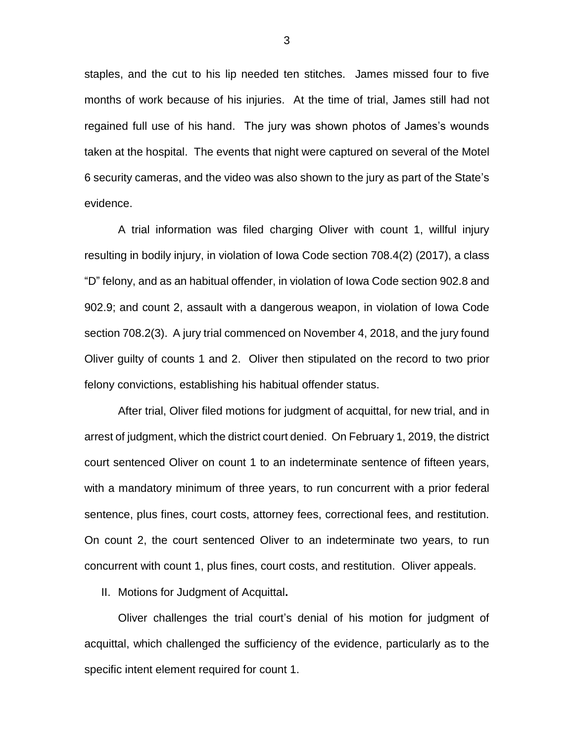staples, and the cut to his lip needed ten stitches. James missed four to five months of work because of his injuries. At the time of trial, James still had not regained full use of his hand. The jury was shown photos of James's wounds taken at the hospital. The events that night were captured on several of the Motel 6 security cameras, and the video was also shown to the jury as part of the State's evidence.

A trial information was filed charging Oliver with count 1, willful injury resulting in bodily injury, in violation of Iowa Code section 708.4(2) (2017), a class "D" felony, and as an habitual offender, in violation of Iowa Code section 902.8 and 902.9; and count 2, assault with a dangerous weapon, in violation of Iowa Code section 708.2(3). A jury trial commenced on November 4, 2018, and the jury found Oliver guilty of counts 1 and 2. Oliver then stipulated on the record to two prior felony convictions, establishing his habitual offender status.

After trial, Oliver filed motions for judgment of acquittal, for new trial, and in arrest of judgment, which the district court denied. On February 1, 2019, the district court sentenced Oliver on count 1 to an indeterminate sentence of fifteen years, with a mandatory minimum of three years, to run concurrent with a prior federal sentence, plus fines, court costs, attorney fees, correctional fees, and restitution. On count 2, the court sentenced Oliver to an indeterminate two years, to run concurrent with count 1, plus fines, court costs, and restitution. Oliver appeals.

II. Motions for Judgment of Acquittal**.**

Oliver challenges the trial court's denial of his motion for judgment of acquittal, which challenged the sufficiency of the evidence, particularly as to the specific intent element required for count 1.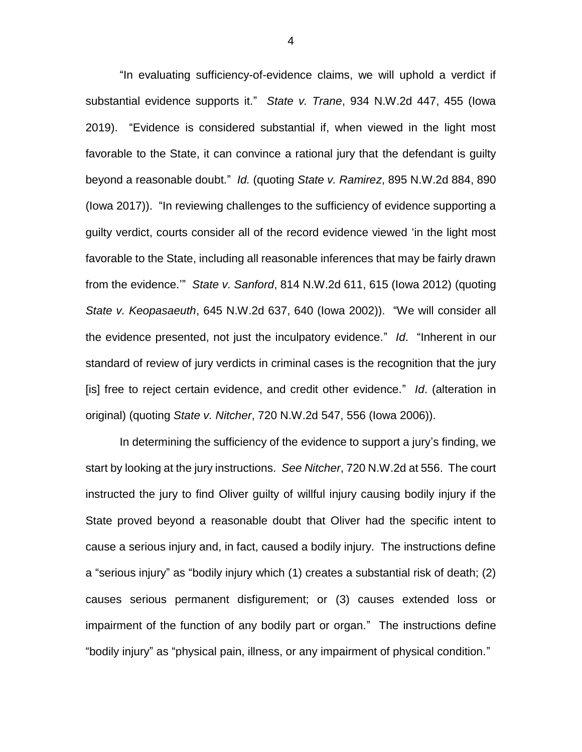"In evaluating sufficiency-of-evidence claims, we will uphold a verdict if substantial evidence supports it." *State v. Trane*, 934 N.W.2d 447, 455 (Iowa 2019). "Evidence is considered substantial if, when viewed in the light most favorable to the State, it can convince a rational jury that the defendant is guilty beyond a reasonable doubt." *Id.* (quoting *State v. Ramirez*, 895 N.W.2d 884, 890 (Iowa 2017)). "In reviewing challenges to the sufficiency of evidence supporting a guilty verdict, courts consider all of the record evidence viewed 'in the light most favorable to the State, including all reasonable inferences that may be fairly drawn from the evidence.'" *State v. Sanford*, 814 N.W.2d 611, 615 (Iowa 2012) (quoting *State v. Keopasaeuth*, 645 N.W.2d 637, 640 (Iowa 2002)). "We will consider all the evidence presented, not just the inculpatory evidence." *Id*. "Inherent in our standard of review of jury verdicts in criminal cases is the recognition that the jury [is] free to reject certain evidence, and credit other evidence." *Id*. (alteration in original) (quoting *State v. Nitcher*, 720 N.W.2d 547, 556 (Iowa 2006)).

In determining the sufficiency of the evidence to support a jury's finding, we start by looking at the jury instructions. *See Nitcher*, 720 N.W.2d at 556. The court instructed the jury to find Oliver guilty of willful injury causing bodily injury if the State proved beyond a reasonable doubt that Oliver had the specific intent to cause a serious injury and, in fact, caused a bodily injury. The instructions define a "serious injury" as "bodily injury which (1) creates a substantial risk of death; (2) causes serious permanent disfigurement; or (3) causes extended loss or impairment of the function of any bodily part or organ." The instructions define "bodily injury" as "physical pain, illness, or any impairment of physical condition."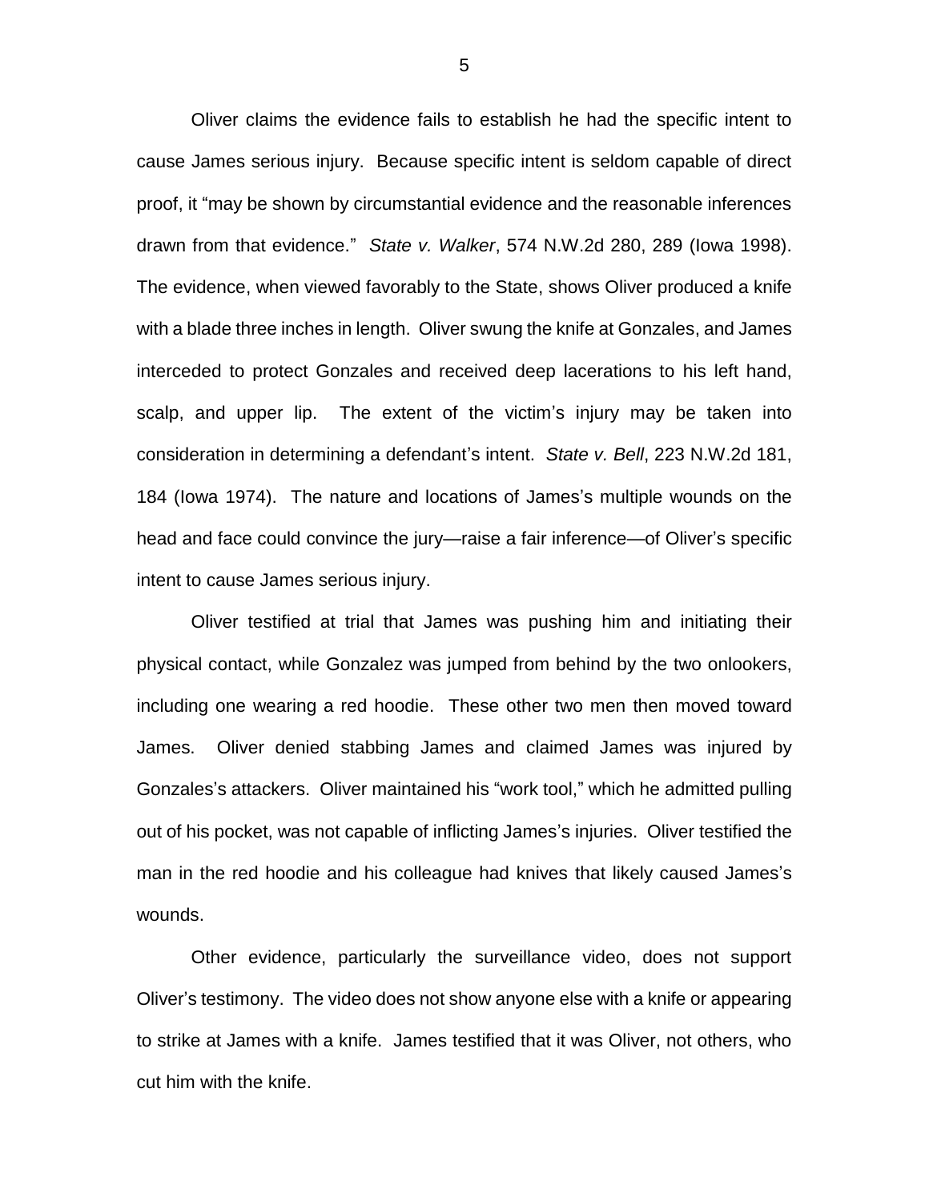Oliver claims the evidence fails to establish he had the specific intent to cause James serious injury. Because specific intent is seldom capable of direct proof, it "may be shown by circumstantial evidence and the reasonable inferences drawn from that evidence." *State v. Walker*, 574 N.W.2d 280, 289 (Iowa 1998). The evidence, when viewed favorably to the State, shows Oliver produced a knife with a blade three inches in length. Oliver swung the knife at Gonzales, and James interceded to protect Gonzales and received deep lacerations to his left hand, scalp, and upper lip. The extent of the victim's injury may be taken into consideration in determining a defendant's intent. *State v. Bell*, 223 N.W.2d 181, 184 (Iowa 1974). The nature and locations of James's multiple wounds on the head and face could convince the jury—raise a fair inference—of Oliver's specific intent to cause James serious injury.

Oliver testified at trial that James was pushing him and initiating their physical contact, while Gonzalez was jumped from behind by the two onlookers, including one wearing a red hoodie. These other two men then moved toward James. Oliver denied stabbing James and claimed James was injured by Gonzales's attackers. Oliver maintained his "work tool," which he admitted pulling out of his pocket, was not capable of inflicting James's injuries. Oliver testified the man in the red hoodie and his colleague had knives that likely caused James's wounds.

Other evidence, particularly the surveillance video, does not support Oliver's testimony. The video does not show anyone else with a knife or appearing to strike at James with a knife. James testified that it was Oliver, not others, who cut him with the knife.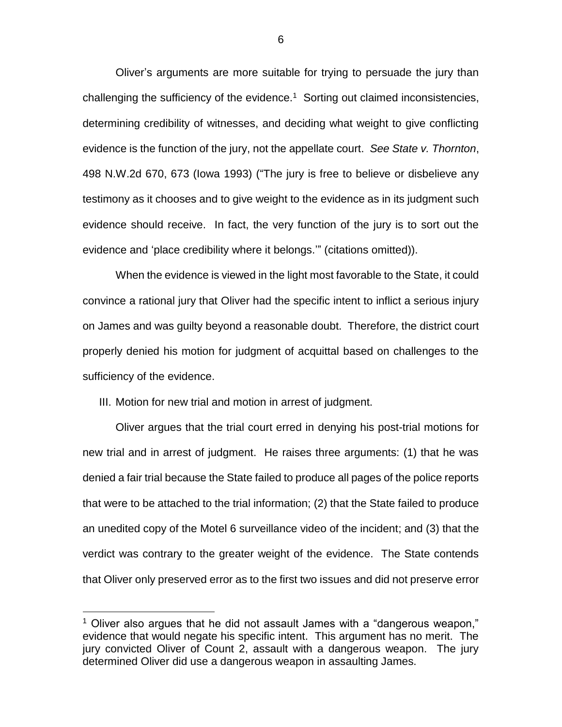Oliver's arguments are more suitable for trying to persuade the jury than challenging the sufficiency of the evidence.[1] Sorting out claimed inconsistencies, determining credibility of witnesses, and deciding what weight to give conflicting evidence is the function of the jury, not the appellate court. *See State v. Thornton*, 498 N.W.2d 670, 673 (Iowa 1993) ("The jury is free to believe or disbelieve any testimony as it chooses and to give weight to the evidence as in its judgment such evidence should receive. In fact, the very function of the jury is to sort out the evidence and 'place credibility where it belongs.'" (citations omitted)).

When the evidence is viewed in the light most favorable to the State, it could convince a rational jury that Oliver had the specific intent to inflict a serious injury on James and was guilty beyond a reasonable doubt. Therefore, the district court properly denied his motion for judgment of acquittal based on challenges to the sufficiency of the evidence.

III. Motion for new trial and motion in arrest of judgment.

Oliver argues that the trial court erred in denying his post-trial motions for new trial and in arrest of judgment. He raises three arguments: (1) that he was denied a fair trial because the State failed to produce all pages of the police reports that were to be attached to the trial information; (2) that the State failed to produce an unedited copy of the Motel 6 surveillance video of the incident; and (3) that the verdict was contrary to the greater weight of the evidence. The State contends that Oliver only preserved error as to the first two issues and did not preserve error

[1] Oliver also argues that he did not assault James with a "dangerous weapon," evidence that would negate his specific intent. This argument has no merit. The jury convicted Oliver of Count 2, assault with a dangerous weapon. The jury determined Oliver did use a dangerous weapon in assaulting James.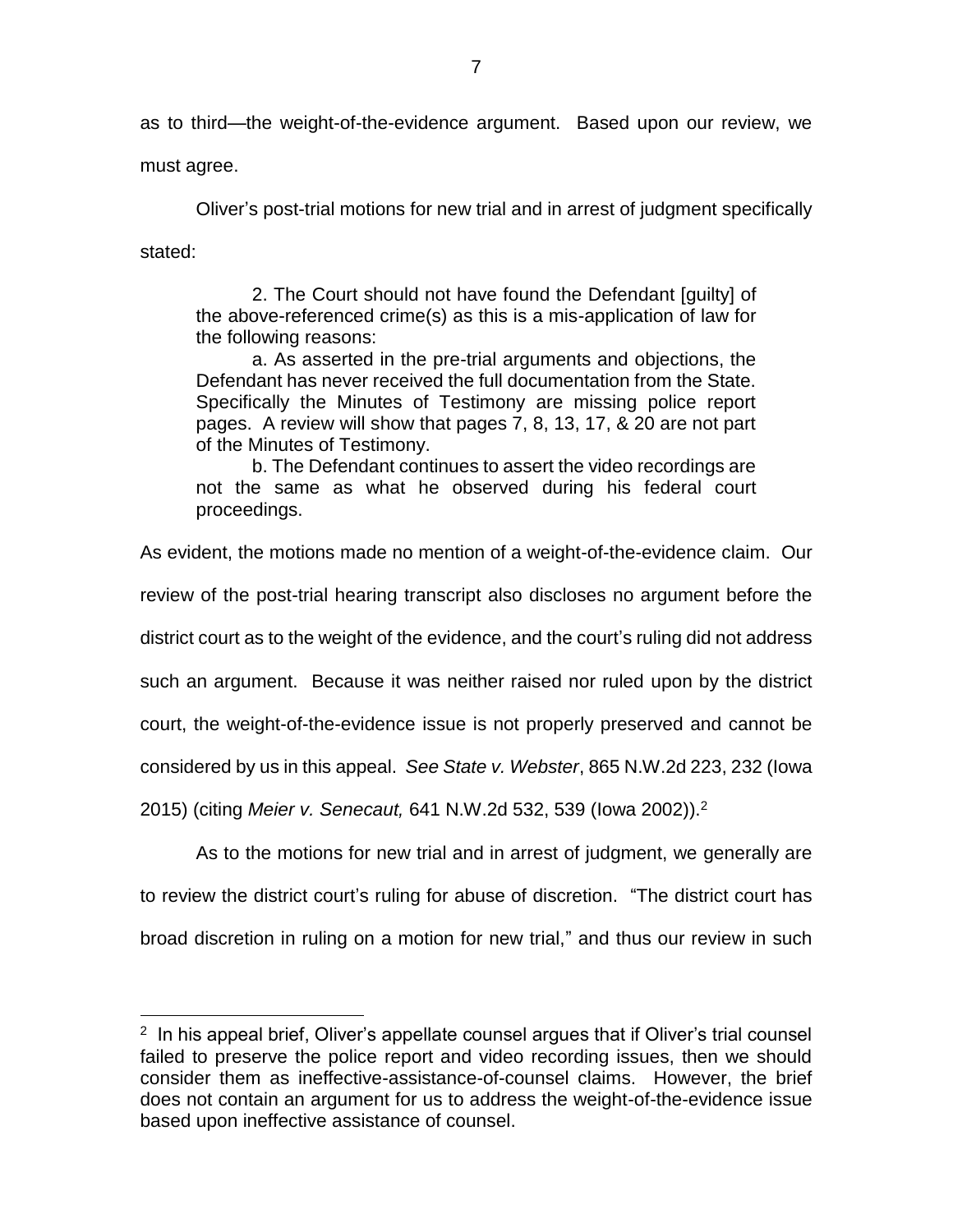as to third—the weight-of-the-evidence argument. Based upon our review, we must agree.

Oliver's post-trial motions for new trial and in arrest of judgment specifically stated:

> 2. The Court should not have found the Defendant [guilty] of the above-referenced crime(s) as this is a mis-application of law for the following reasons:
>
> a. As asserted in the pre-trial arguments and objections, the Defendant has never received the full documentation from the State. Specifically the Minutes of Testimony are missing police report pages. A review will show that pages 7, 8, 13, 17, & 20 are not part of the Minutes of Testimony.
>
> b. The Defendant continues to assert the video recordings are not the same as what he observed during his federal court proceedings.

As evident, the motions made no mention of a weight-of-the-evidence claim. Our review of the post-trial hearing transcript also discloses no argument before the district court as to the weight of the evidence, and the court's ruling did not address such an argument. Because it was neither raised nor ruled upon by the district court, the weight-of-the-evidence issue is not properly preserved and cannot be considered by us in this appeal. *See State v. Webster*, 865 N.W.2d 223, 232 (Iowa 2015) (citing *Meier v. Senecaut,* 641 N.W.2d 532, 539 (Iowa 2002)).[2]

As to the motions for new trial and in arrest of judgment, we generally are to review the district court's ruling for abuse of discretion. "The district court has broad discretion in ruling on a motion for new trial," and thus our review in such

---

[2] In his appeal brief, Oliver's appellate counsel argues that if Oliver's trial counsel failed to preserve the police report and video recording issues, then we should consider them as ineffective-assistance-of-counsel claims. However, the brief does not contain an argument for us to address the weight-of-the-evidence issue based upon ineffective assistance of counsel.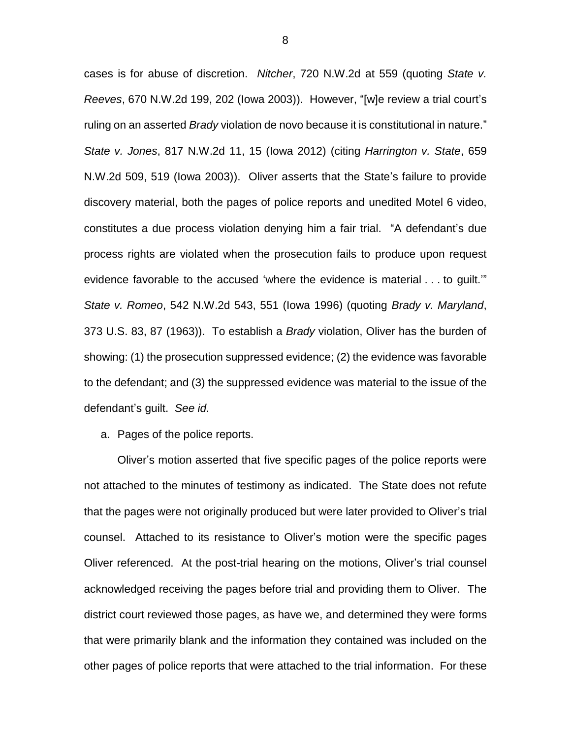cases is for abuse of discretion. *Nitcher*, 720 N.W.2d at 559 (quoting *State v. Reeves*, 670 N.W.2d 199, 202 (Iowa 2003)). However, "[w]e review a trial court's ruling on an asserted *Brady* violation de novo because it is constitutional in nature." *State v. Jones*, 817 N.W.2d 11, 15 (Iowa 2012) (citing *Harrington v. State*, 659 N.W.2d 509, 519 (Iowa 2003)). Oliver asserts that the State's failure to provide discovery material, both the pages of police reports and unedited Motel 6 video, constitutes a due process violation denying him a fair trial. "A defendant's due process rights are violated when the prosecution fails to produce upon request evidence favorable to the accused 'where the evidence is material . . . to guilt.'" *State v. Romeo*, 542 N.W.2d 543, 551 (Iowa 1996) (quoting *Brady v. Maryland*, 373 U.S. 83, 87 (1963)). To establish a *Brady* violation, Oliver has the burden of showing: (1) the prosecution suppressed evidence; (2) the evidence was favorable to the defendant; and (3) the suppressed evidence was material to the issue of the defendant's guilt. *See id.*

a. Pages of the police reports.

Oliver's motion asserted that five specific pages of the police reports were not attached to the minutes of testimony as indicated. The State does not refute that the pages were not originally produced but were later provided to Oliver's trial counsel. Attached to its resistance to Oliver's motion were the specific pages Oliver referenced. At the post-trial hearing on the motions, Oliver's trial counsel acknowledged receiving the pages before trial and providing them to Oliver. The district court reviewed those pages, as have we, and determined they were forms that were primarily blank and the information they contained was included on the other pages of police reports that were attached to the trial information. For these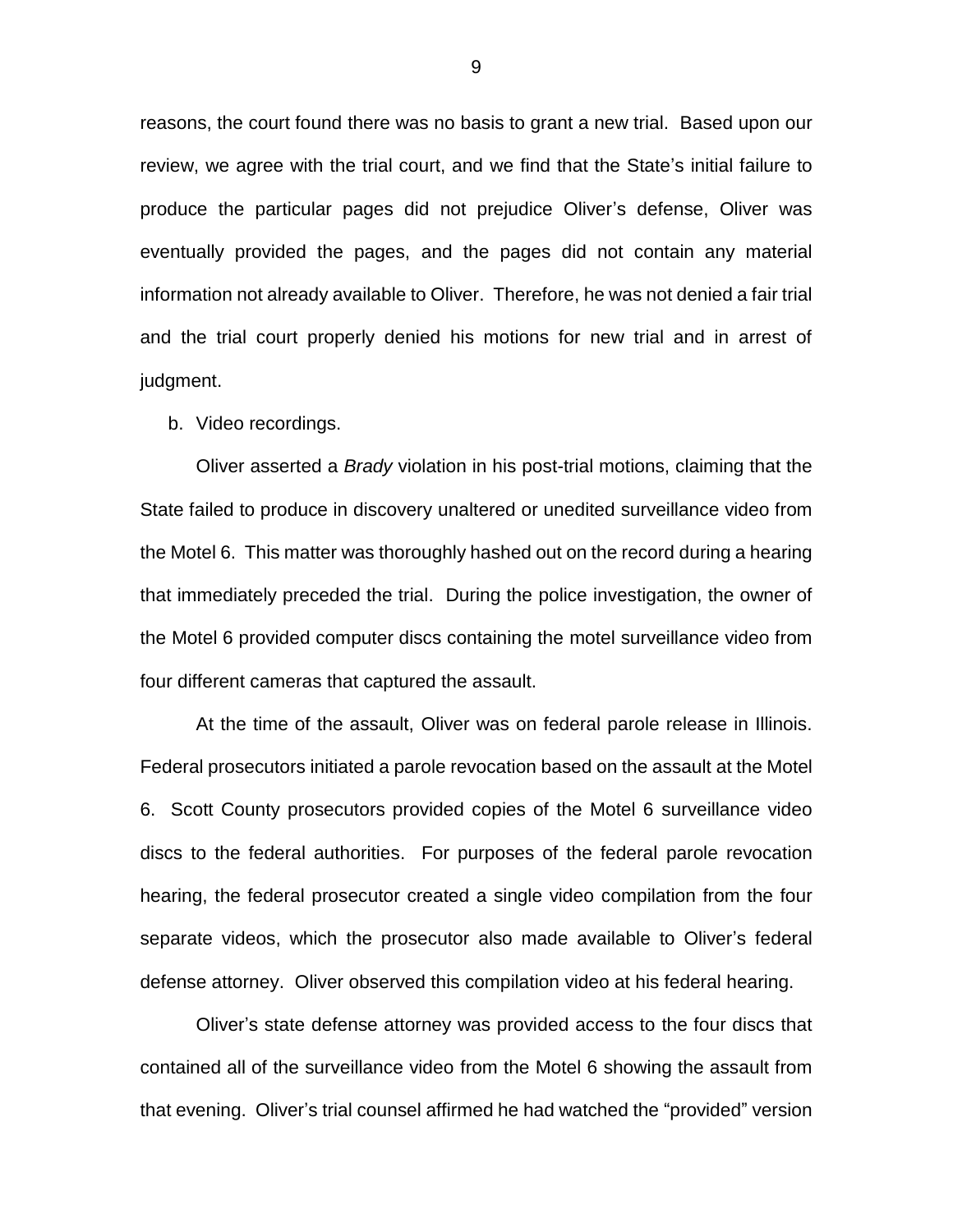reasons, the court found there was no basis to grant a new trial. Based upon our review, we agree with the trial court, and we find that the State's initial failure to produce the particular pages did not prejudice Oliver's defense, Oliver was eventually provided the pages, and the pages did not contain any material information not already available to Oliver. Therefore, he was not denied a fair trial and the trial court properly denied his motions for new trial and in arrest of judgment.

b. Video recordings.

Oliver asserted a *Brady* violation in his post-trial motions, claiming that the State failed to produce in discovery unaltered or unedited surveillance video from the Motel 6. This matter was thoroughly hashed out on the record during a hearing that immediately preceded the trial. During the police investigation, the owner of the Motel 6 provided computer discs containing the motel surveillance video from four different cameras that captured the assault.

At the time of the assault, Oliver was on federal parole release in Illinois. Federal prosecutors initiated a parole revocation based on the assault at the Motel 6. Scott County prosecutors provided copies of the Motel 6 surveillance video discs to the federal authorities. For purposes of the federal parole revocation hearing, the federal prosecutor created a single video compilation from the four separate videos, which the prosecutor also made available to Oliver's federal defense attorney. Oliver observed this compilation video at his federal hearing.

Oliver's state defense attorney was provided access to the four discs that contained all of the surveillance video from the Motel 6 showing the assault from that evening. Oliver's trial counsel affirmed he had watched the "provided" version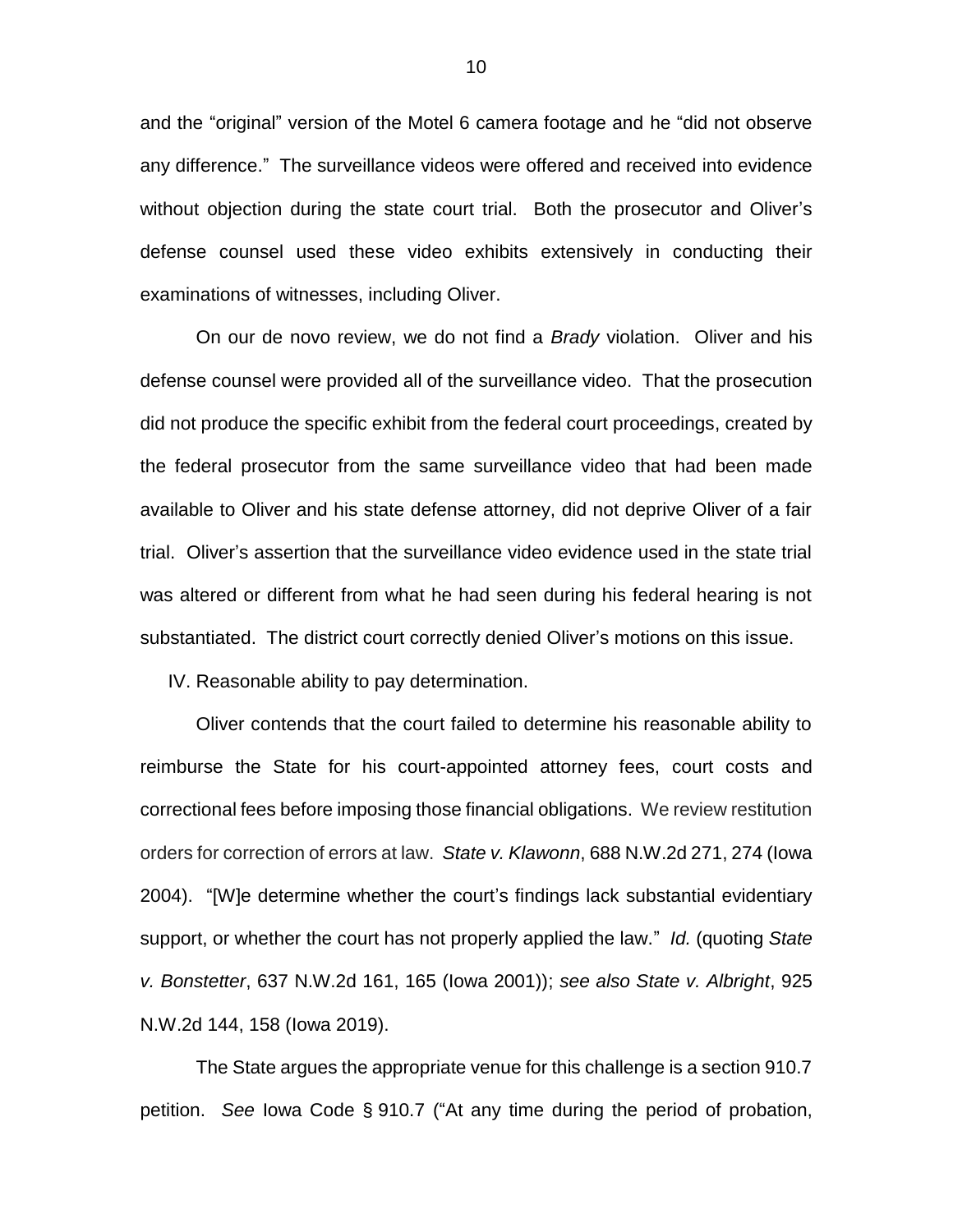and the "original" version of the Motel 6 camera footage and he "did not observe any difference." The surveillance videos were offered and received into evidence without objection during the state court trial. Both the prosecutor and Oliver's defense counsel used these video exhibits extensively in conducting their examinations of witnesses, including Oliver.

On our de novo review, we do not find a *Brady* violation. Oliver and his defense counsel were provided all of the surveillance video. That the prosecution did not produce the specific exhibit from the federal court proceedings, created by the federal prosecutor from the same surveillance video that had been made available to Oliver and his state defense attorney, did not deprive Oliver of a fair trial. Oliver's assertion that the surveillance video evidence used in the state trial was altered or different from what he had seen during his federal hearing is not substantiated. The district court correctly denied Oliver's motions on this issue.

IV. Reasonable ability to pay determination.

Oliver contends that the court failed to determine his reasonable ability to reimburse the State for his court-appointed attorney fees, court costs and correctional fees before imposing those financial obligations. We review restitution orders for correction of errors at law. *State v. Klawonn*, 688 N.W.2d 271, 274 (Iowa 2004). "[W]e determine whether the court's findings lack substantial evidentiary support, or whether the court has not properly applied the law." *Id.* (quoting *State v. Bonstetter*, 637 N.W.2d 161, 165 (Iowa 2001)); *see also State v. Albright*, 925 N.W.2d 144, 158 (Iowa 2019).

The State argues the appropriate venue for this challenge is a section 910.7 petition. *See* Iowa Code § 910.7 ("At any time during the period of probation,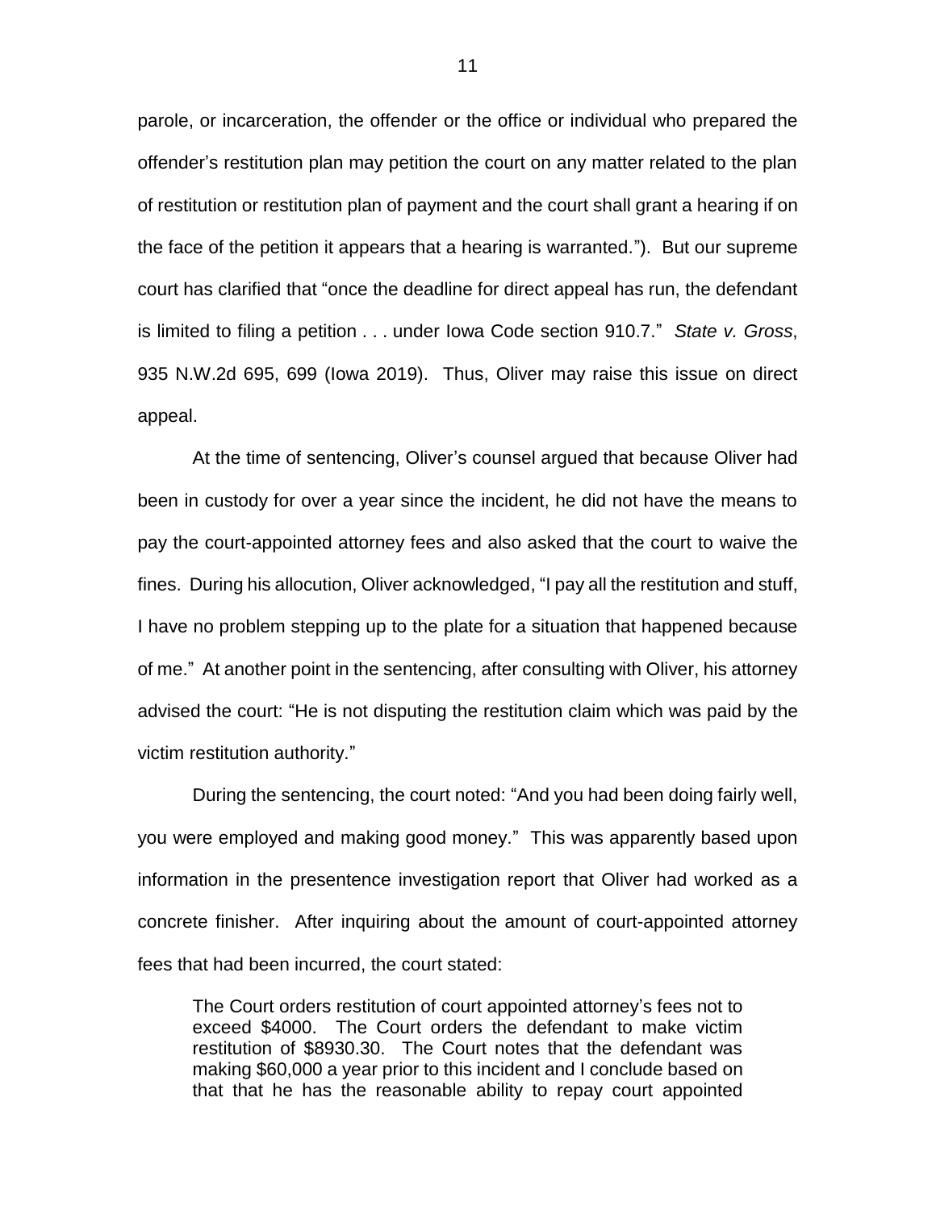parole, or incarceration, the offender or the office or individual who prepared the offender's restitution plan may petition the court on any matter related to the plan of restitution or restitution plan of payment and the court shall grant a hearing if on the face of the petition it appears that a hearing is warranted."). But our supreme court has clarified that "once the deadline for direct appeal has run, the defendant is limited to filing a petition . . . under Iowa Code section 910.7." *State v. Gross*, 935 N.W.2d 695, 699 (Iowa 2019). Thus, Oliver may raise this issue on direct appeal.

At the time of sentencing, Oliver's counsel argued that because Oliver had been in custody for over a year since the incident, he did not have the means to pay the court-appointed attorney fees and also asked that the court to waive the fines. During his allocution, Oliver acknowledged, "I pay all the restitution and stuff, I have no problem stepping up to the plate for a situation that happened because of me." At another point in the sentencing, after consulting with Oliver, his attorney advised the court: "He is not disputing the restitution claim which was paid by the victim restitution authority."

During the sentencing, the court noted: "And you had been doing fairly well, you were employed and making good money." This was apparently based upon information in the presentence investigation report that Oliver had worked as a concrete finisher. After inquiring about the amount of court-appointed attorney fees that had been incurred, the court stated:

> The Court orders restitution of court appointed attorney's fees not to exceed \$4000. The Court orders the defendant to make victim restitution of \$8930.30. The Court notes that the defendant was making \$60,000 a year prior to this incident and I conclude based on that that he has the reasonable ability to repay court appointed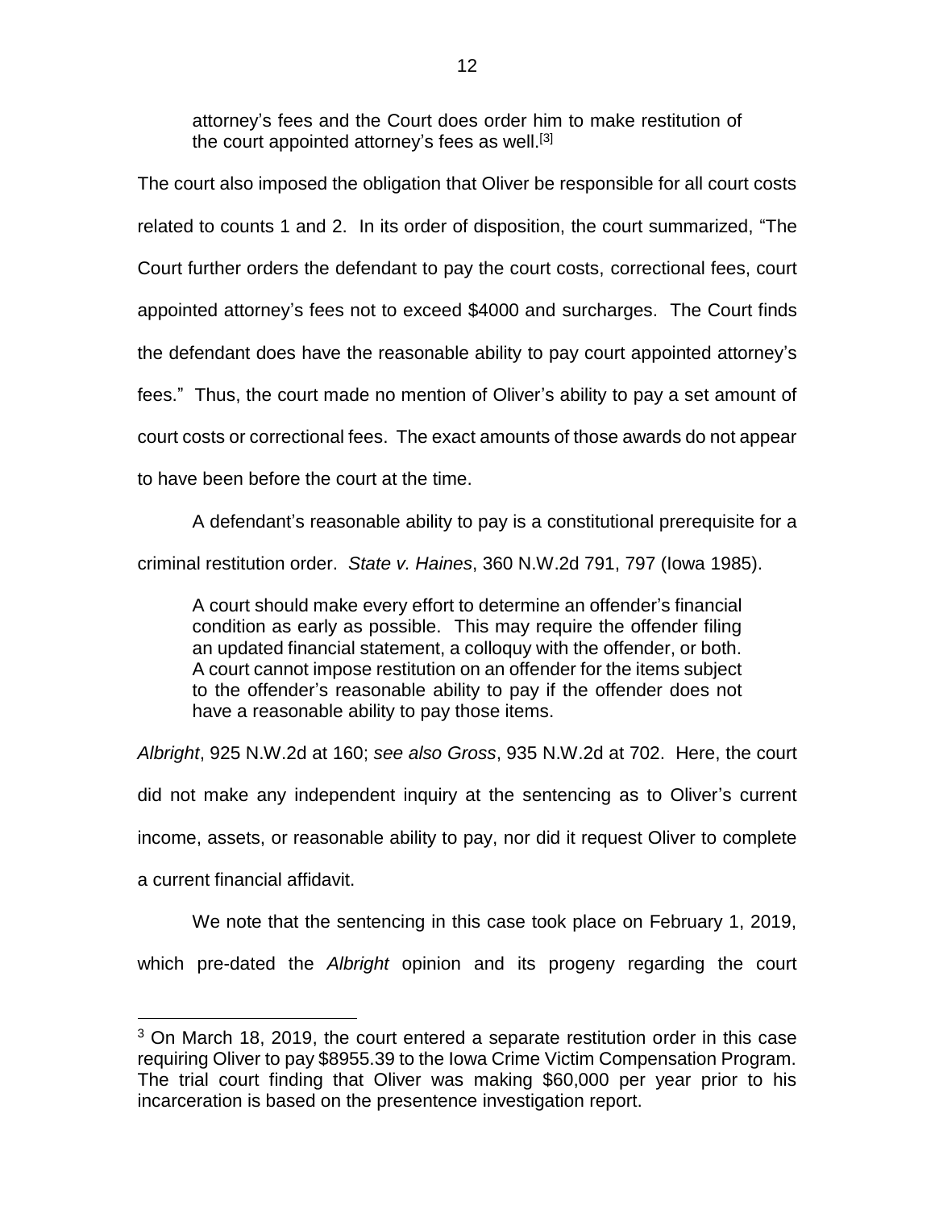> attorney's fees and the Court does order him to make restitution of the court appointed attorney's fees as well.[3]

The court also imposed the obligation that Oliver be responsible for all court costs related to counts 1 and 2. In its order of disposition, the court summarized, "The Court further orders the defendant to pay the court costs, correctional fees, court appointed attorney's fees not to exceed $4000 and surcharges. The Court finds the defendant does have the reasonable ability to pay court appointed attorney's fees." Thus, the court made no mention of Oliver's ability to pay a set amount of court costs or correctional fees. The exact amounts of those awards do not appear to have been before the court at the time.

A defendant's reasonable ability to pay is a constitutional prerequisite for a criminal restitution order. *State v. Haines*, 360 N.W.2d 791, 797 (Iowa 1985).

> A court should make every effort to determine an offender's financial condition as early as possible. This may require the offender filing an updated financial statement, a colloquy with the offender, or both. A court cannot impose restitution on an offender for the items subject to the offender's reasonable ability to pay if the offender does not have a reasonable ability to pay those items.

*Albright*, 925 N.W.2d at 160; *see also Gross*, 935 N.W.2d at 702. Here, the court did not make any independent inquiry at the sentencing as to Oliver's current income, assets, or reasonable ability to pay, nor did it request Oliver to complete a current financial affidavit.

We note that the sentencing in this case took place on February 1, 2019, which pre-dated the *Albright* opinion and its progeny regarding the court

---

[3] On March 18, 2019, the court entered a separate restitution order in this case requiring Oliver to pay $8955.39 to the Iowa Crime Victim Compensation Program. The trial court finding that Oliver was making $60,000 per year prior to his incarceration is based on the presentence investigation report.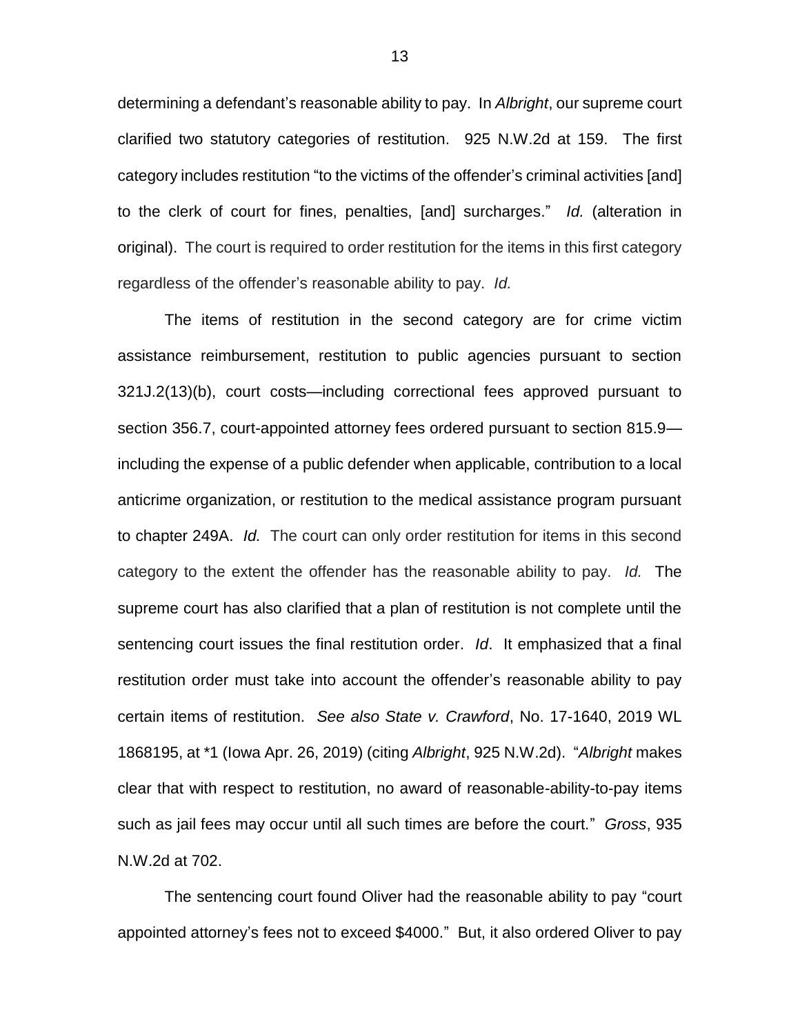determining a defendant's reasonable ability to pay. In *Albright*, our supreme court clarified two statutory categories of restitution. 925 N.W.2d at 159. The first category includes restitution "to the victims of the offender's criminal activities [and] to the clerk of court for fines, penalties, [and] surcharges." *Id.* (alteration in original). The court is required to order restitution for the items in this first category regardless of the offender's reasonable ability to pay. *Id.*

The items of restitution in the second category are for crime victim assistance reimbursement, restitution to public agencies pursuant to section 321J.2(13)(b), court costs—including correctional fees approved pursuant to section 356.7, court-appointed attorney fees ordered pursuant to section 815.9—including the expense of a public defender when applicable, contribution to a local anticrime organization, or restitution to the medical assistance program pursuant to chapter 249A. *Id.* The court can only order restitution for items in this second category to the extent the offender has the reasonable ability to pay. *Id.* The supreme court has also clarified that a plan of restitution is not complete until the sentencing court issues the final restitution order. *Id*. It emphasized that a final restitution order must take into account the offender's reasonable ability to pay certain items of restitution. *See also State v. Crawford*, No. 17-1640, 2019 WL 1868195, at *1 (Iowa Apr. 26, 2019) (citing *Albright*, 925 N.W.2d). "*Albright* makes clear that with respect to restitution, no award of reasonable-ability-to-pay items such as jail fees may occur until all such times are before the court." *Gross*, 935 N.W.2d at 702.

The sentencing court found Oliver had the reasonable ability to pay "court appointed attorney's fees not to exceed $4000." But, it also ordered Oliver to pay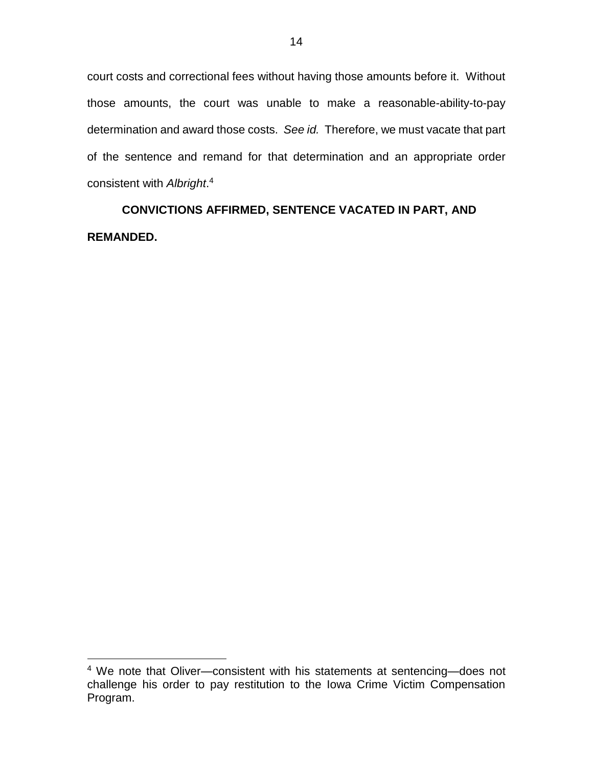court costs and correctional fees without having those amounts before it. Without those amounts, the court was unable to make a reasonable-ability-to-pay determination and award those costs. *See id.* Therefore, we must vacate that part of the sentence and remand for that determination and an appropriate order consistent with *Albright*.[4]

**CONVICTIONS AFFIRMED, SENTENCE VACATED IN PART, AND REMANDED.**

[4] We note that Oliver—consistent with his statements at sentencing—does not challenge his order to pay restitution to the Iowa Crime Victim Compensation Program.